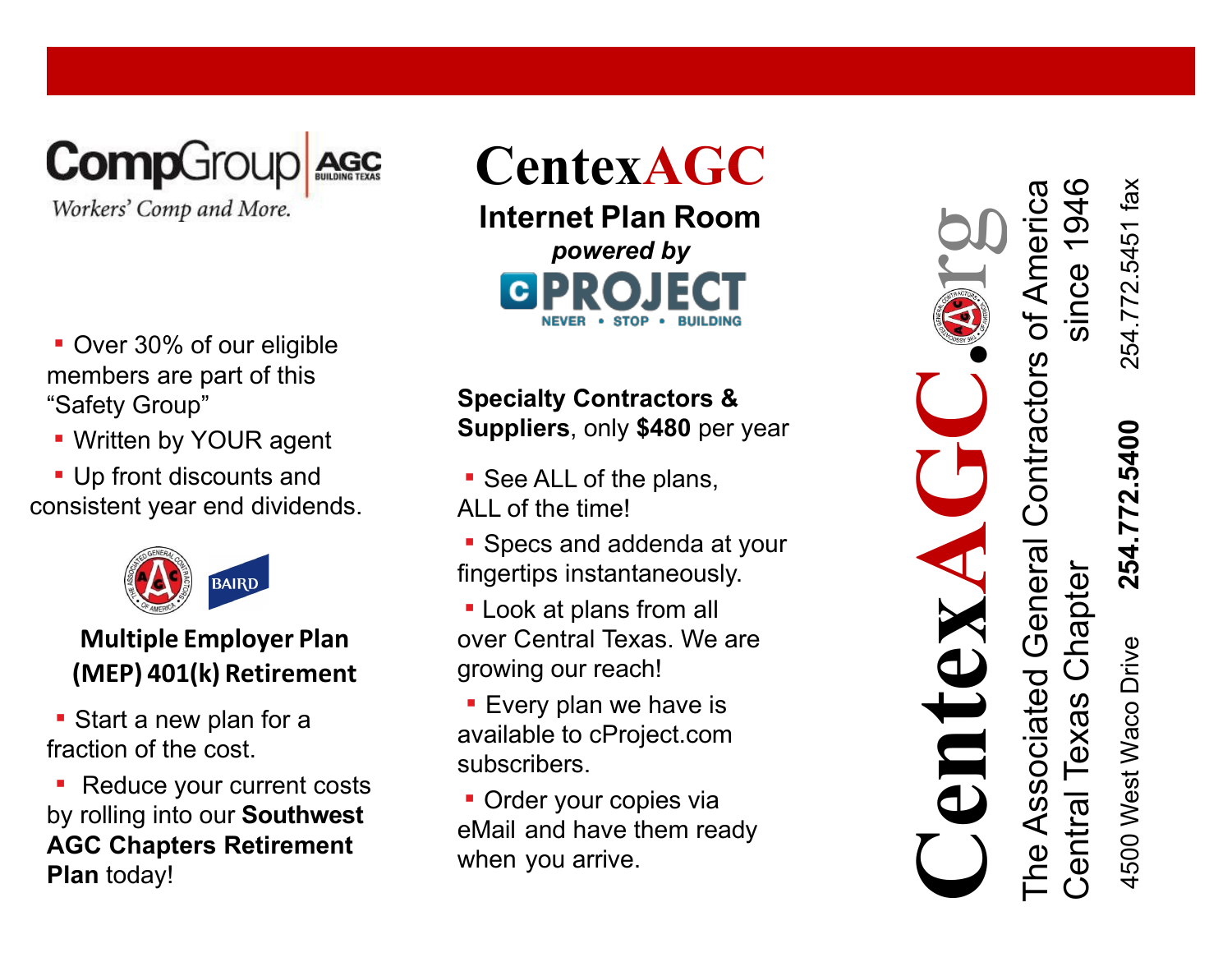**CompGroup** | AGC BUILDING TEXAS

*Workers' Comp and More.*

- Over 30% of our eligible members are part of this "Safety Group"
- Written by YOUR agent
- Up front discounts and consistent year end dividends.

BAIRD

**Multiple Employer Plan (MEP) 401(k) Retirement**

- Start a new plan for a fraction of the cost.
- Reduce your current costs by rolling into our **Southwest AGC Chapters Retirement Plan** today!

# CentexAGC

## Internet Plan Room

***powered by***

**cPROJECT**

NEVER • STOP • BUILDING

**Specialty Contractors & Suppliers**, only **$480** per year

- See ALL of the plans, ALL of the time!
- Specs and addenda at your fingertips instantaneously.
- Look at plans from all over Central Texas. We are growing our reach!
- Every plan we have is available to cProject.com subscribers.
- Order your copies via eMail and have them ready when you arrive.

# CentexAGC.org

The Associated General Contractors of America
Central Texas Chapter since 1946

4500 West Waco Drive **254.772.5400** 254.772.5451 fax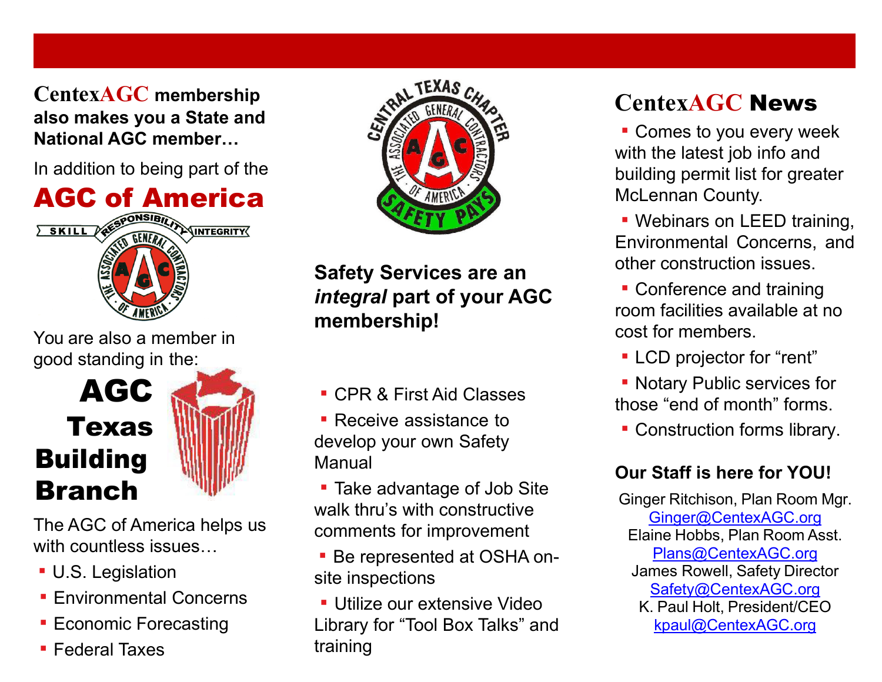**CentexAGC membership also makes you a State and National AGC member…**

In addition to being part of the

## AGC of America

You are also a member in good standing in the:

## AGC Texas Building Branch

The AGC of America helps us with countless issues…

- U.S. Legislation
- Environmental Concerns
- Economic Forecasting
- Federal Taxes

**Safety Services are an *integral* part of your AGC membership!**

- CPR & First Aid Classes
- Receive assistance to develop your own Safety Manual
- Take advantage of Job Site walk thru's with constructive comments for improvement
- Be represented at OSHA on-site inspections
- Utilize our extensive Video Library for "Tool Box Talks" and training

## CentexAGC News

- Comes to you every week with the latest job info and building permit list for greater McLennan County.
- Webinars on LEED training, Environmental Concerns, and other construction issues.
- Conference and training room facilities available at no cost for members.
- LCD projector for "rent"
- Notary Public services for those "end of month" forms.
- Construction forms library.

**Our Staff is here for YOU!**

Ginger Ritchison, Plan Room Mgr.
Ginger@CentexAGC.org
Elaine Hobbs, Plan Room Asst.
Plans@CentexAGC.org
James Rowell, Safety Director
Safety@CentexAGC.org
K. Paul Holt, President/CEO
kpaul@CentexAGC.org